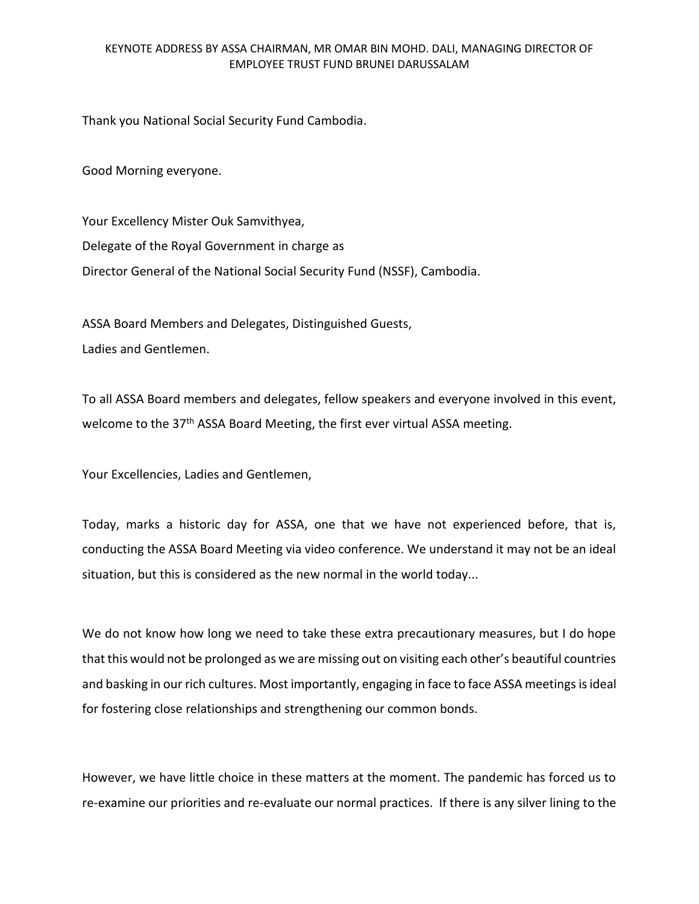KEYNOTE ADDRESS BY ASSA CHAIRMAN, MR OMAR BIN MOHD. DALI, MANAGING DIRECTOR OF EMPLOYEE TRUST FUND BRUNEI DARUSSALAM

Thank you National Social Security Fund Cambodia.

Good Morning everyone.

Your Excellency Mister Ouk Samvithyea,
Delegate of the Royal Government in charge as
Director General of the National Social Security Fund (NSSF), Cambodia.

ASSA Board Members and Delegates, Distinguished Guests,
Ladies and Gentlemen.

To all ASSA Board members and delegates, fellow speakers and everyone involved in this event, welcome to the 37th ASSA Board Meeting, the first ever virtual ASSA meeting.

Your Excellencies, Ladies and Gentlemen,

Today, marks a historic day for ASSA, one that we have not experienced before, that is, conducting the ASSA Board Meeting via video conference. We understand it may not be an ideal situation, but this is considered as the new normal in the world today...

We do not know how long we need to take these extra precautionary measures, but I do hope that this would not be prolonged as we are missing out on visiting each other's beautiful countries and basking in our rich cultures. Most importantly, engaging in face to face ASSA meetings is ideal for fostering close relationships and strengthening our common bonds.

However, we have little choice in these matters at the moment. The pandemic has forced us to re-examine our priorities and re-evaluate our normal practices. If there is any silver lining to the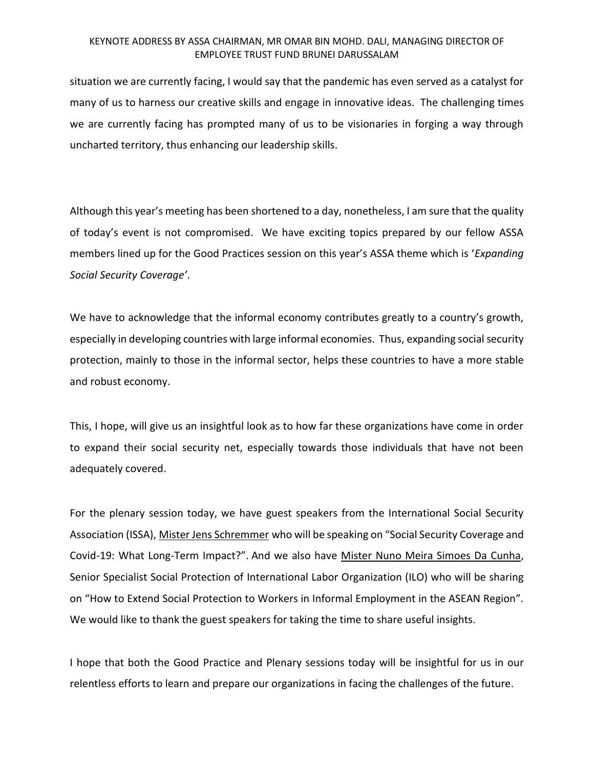situation we are currently facing, I would say that the pandemic has even served as a catalyst for many of us to harness our creative skills and engage in innovative ideas. The challenging times we are currently facing has prompted many of us to be visionaries in forging a way through uncharted territory, thus enhancing our leadership skills.

Although this year's meeting has been shortened to a day, nonetheless, I am sure that the quality of today's event is not compromised. We have exciting topics prepared by our fellow ASSA members lined up for the Good Practices session on this year's ASSA theme which is '*Expanding Social Security Coverage'*.

We have to acknowledge that the informal economy contributes greatly to a country's growth, especially in developing countries with large informal economies. Thus, expanding social security protection, mainly to those in the informal sector, helps these countries to have a more stable and robust economy.

This, I hope, will give us an insightful look as to how far these organizations have come in order to expand their social security net, especially towards those individuals that have not been adequately covered.

For the plenary session today, we have guest speakers from the International Social Security Association (ISSA), Mister Jens Schremmer who will be speaking on "Social Security Coverage and Covid-19: What Long-Term Impact?". And we also have Mister Nuno Meira Simoes Da Cunha, Senior Specialist Social Protection of International Labor Organization (ILO) who will be sharing on "How to Extend Social Protection to Workers in Informal Employment in the ASEAN Region". We would like to thank the guest speakers for taking the time to share useful insights.

I hope that both the Good Practice and Plenary sessions today will be insightful for us in our relentless efforts to learn and prepare our organizations in facing the challenges of the future.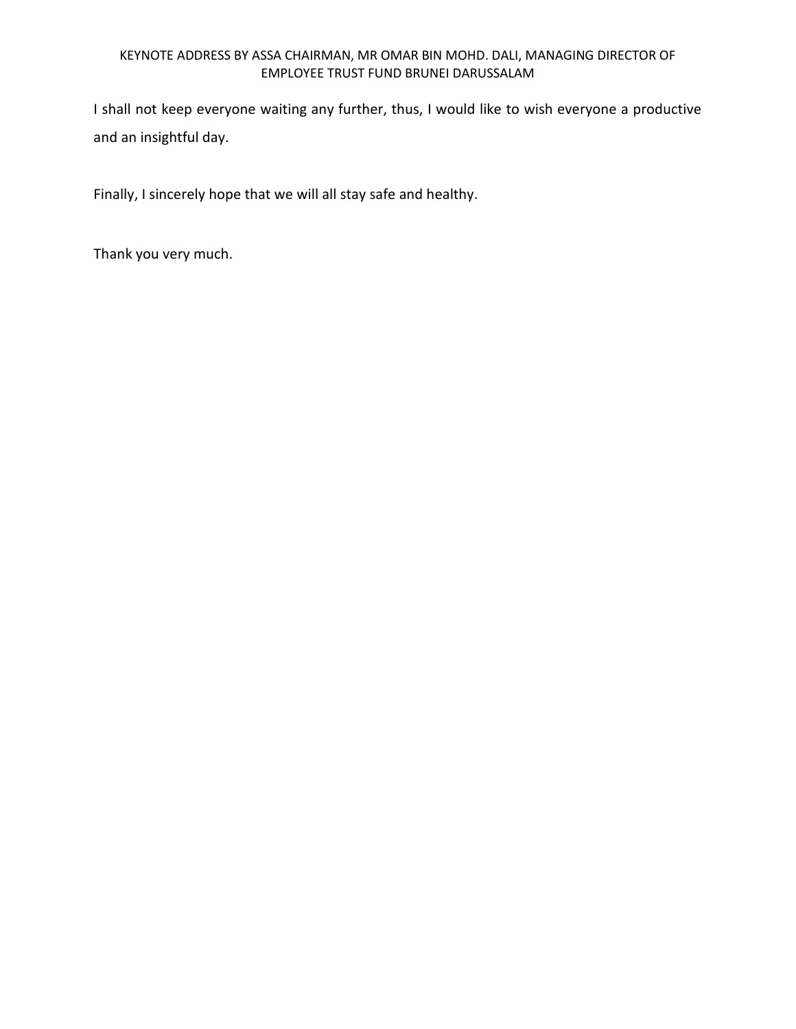I shall not keep everyone waiting any further, thus, I would like to wish everyone a productive and an insightful day.

Finally, I sincerely hope that we will all stay safe and healthy.

Thank you very much.